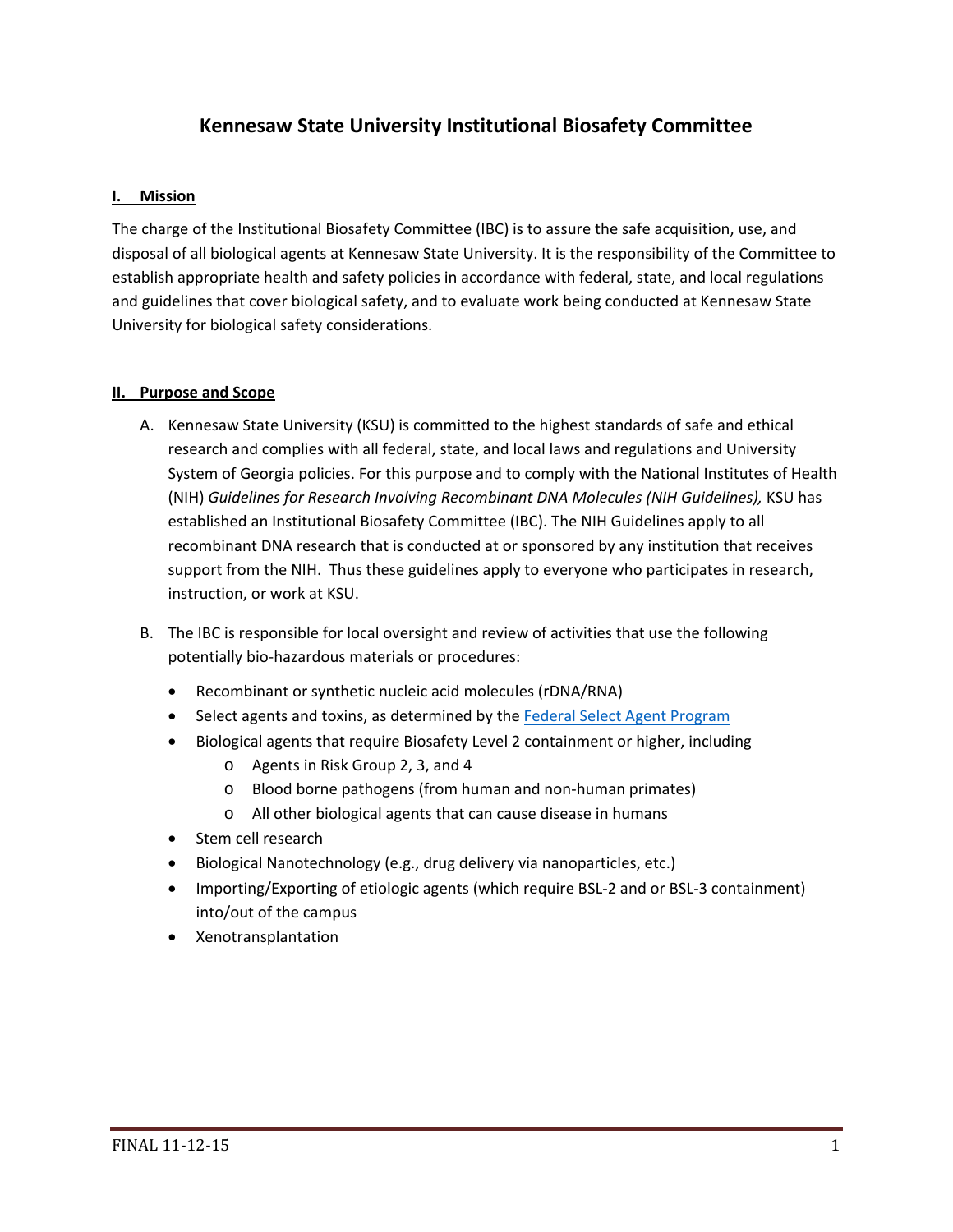# Kennesaw State University Institutional Biosafety Committee

## I. Mission

The charge of the Institutional Biosafety Committee (IBC) is to assure the safe acquisition, use, and disposal of all biological agents at Kennesaw State University. It is the responsibility of the Committee to establish appropriate health and safety policies in accordance with federal, state, and local regulations and guidelines that cover biological safety, and to evaluate work being conducted at Kennesaw State University for biological safety considerations.

## II. Purpose and Scope

A. Kennesaw State University (KSU) is committed to the highest standards of safe and ethical research and complies with all federal, state, and local laws and regulations and University System of Georgia policies. For this purpose and to comply with the National Institutes of Health (NIH) *Guidelines for Research Involving Recombinant DNA Molecules (NIH Guidelines),* KSU has established an Institutional Biosafety Committee (IBC). The NIH Guidelines apply to all recombinant DNA research that is conducted at or sponsored by any institution that receives support from the NIH. Thus these guidelines apply to everyone who participates in research, instruction, or work at KSU.

B. The IBC is responsible for local oversight and review of activities that use the following potentially bio-hazardous materials or procedures:

- Recombinant or synthetic nucleic acid molecules (rDNA/RNA)
- Select agents and toxins, as determined by the Federal Select Agent Program
- Biological agents that require Biosafety Level 2 containment or higher, including
  - Agents in Risk Group 2, 3, and 4
  - Blood borne pathogens (from human and non-human primates)
  - All other biological agents that can cause disease in humans
- Stem cell research
- Biological Nanotechnology (e.g., drug delivery via nanoparticles, etc.)
- Importing/Exporting of etiologic agents (which require BSL-2 and or BSL-3 containment) into/out of the campus
- Xenotransplantation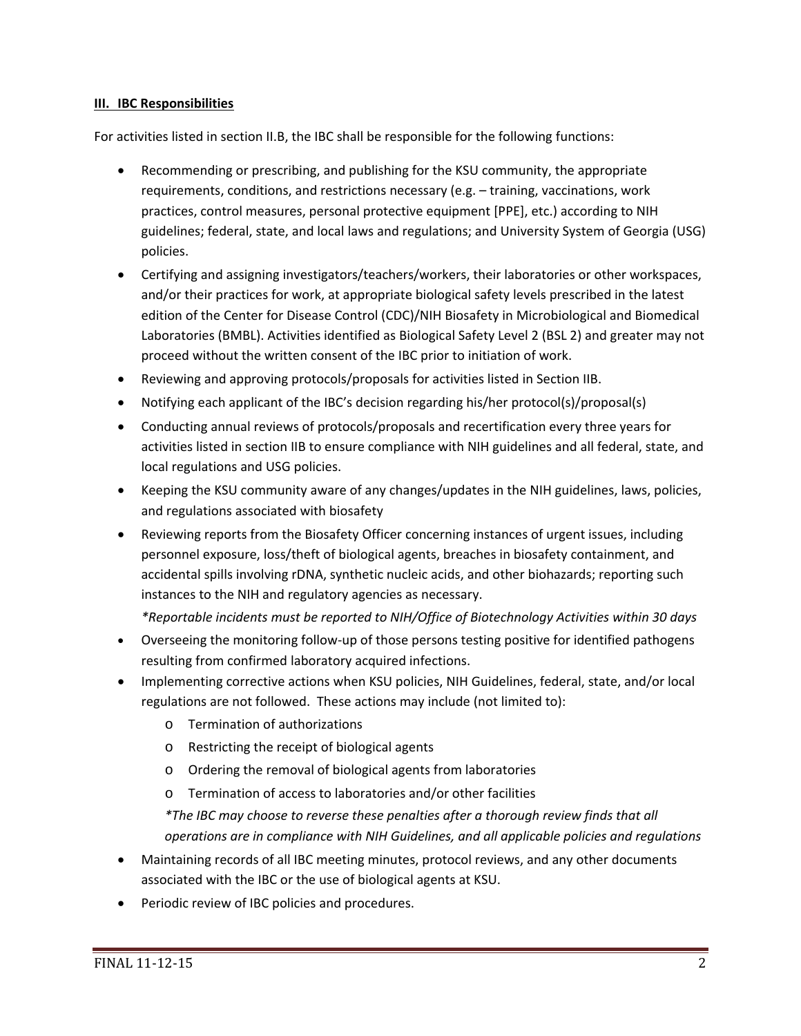## III. IBC Responsibilities

For activities listed in section II.B, the IBC shall be responsible for the following functions:

- Recommending or prescribing, and publishing for the KSU community, the appropriate requirements, conditions, and restrictions necessary (e.g. – training, vaccinations, work practices, control measures, personal protective equipment [PPE], etc.) according to NIH guidelines; federal, state, and local laws and regulations; and University System of Georgia (USG) policies.
- Certifying and assigning investigators/teachers/workers, their laboratories or other workspaces, and/or their practices for work, at appropriate biological safety levels prescribed in the latest edition of the Center for Disease Control (CDC)/NIH Biosafety in Microbiological and Biomedical Laboratories (BMBL). Activities identified as Biological Safety Level 2 (BSL 2) and greater may not proceed without the written consent of the IBC prior to initiation of work.
- Reviewing and approving protocols/proposals for activities listed in Section IIB.
- Notifying each applicant of the IBC's decision regarding his/her protocol(s)/proposal(s)
- Conducting annual reviews of protocols/proposals and recertification every three years for activities listed in section IIB to ensure compliance with NIH guidelines and all federal, state, and local regulations and USG policies.
- Keeping the KSU community aware of any changes/updates in the NIH guidelines, laws, policies, and regulations associated with biosafety
- Reviewing reports from the Biosafety Officer concerning instances of urgent issues, including personnel exposure, loss/theft of biological agents, breaches in biosafety containment, and accidental spills involving rDNA, synthetic nucleic acids, and other biohazards; reporting such instances to the NIH and regulatory agencies as necessary.

  *\*Reportable incidents must be reported to NIH/Office of Biotechnology Activities within 30 days*
- Overseeing the monitoring follow-up of those persons testing positive for identified pathogens resulting from confirmed laboratory acquired infections.
- Implementing corrective actions when KSU policies, NIH Guidelines, federal, state, and/or local regulations are not followed. These actions may include (not limited to):
  - Termination of authorizations
  - Restricting the receipt of biological agents
  - Ordering the removal of biological agents from laboratories
  - Termination of access to laboratories and/or other facilities

  *\*The IBC may choose to reverse these penalties after a thorough review finds that all operations are in compliance with NIH Guidelines, and all applicable policies and regulations*
- Maintaining records of all IBC meeting minutes, protocol reviews, and any other documents associated with the IBC or the use of biological agents at KSU.
- Periodic review of IBC policies and procedures.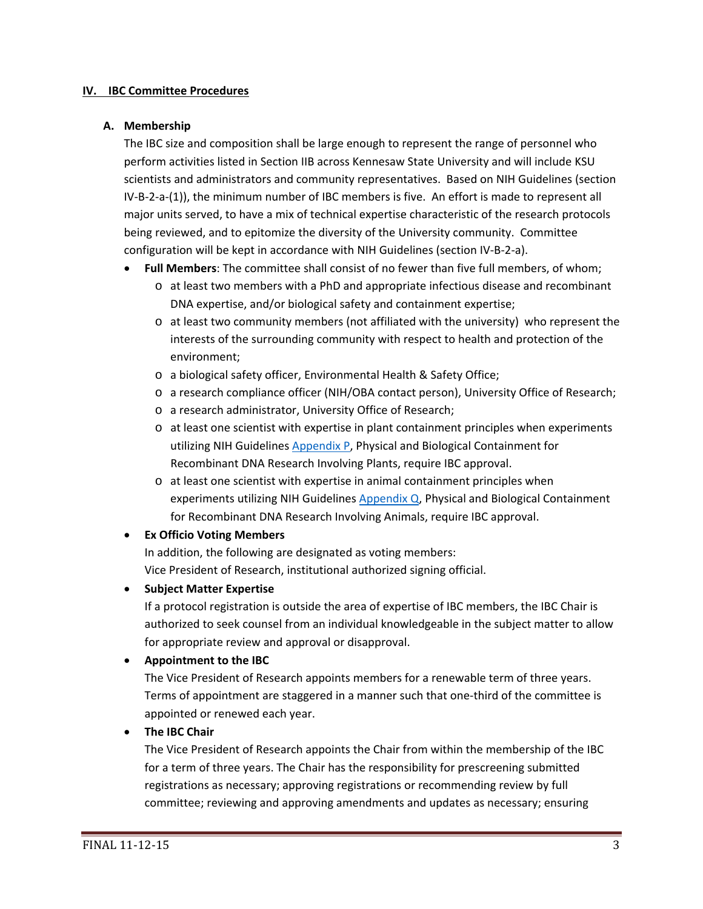## IV. IBC Committee Procedures

### A. Membership

The IBC size and composition shall be large enough to represent the range of personnel who perform activities listed in Section IIB across Kennesaw State University and will include KSU scientists and administrators and community representatives. Based on NIH Guidelines (section IV-B-2-a-(1)), the minimum number of IBC members is five. An effort is made to represent all major units served, to have a mix of technical expertise characteristic of the research protocols being reviewed, and to epitomize the diversity of the University community. Committee configuration will be kept in accordance with NIH Guidelines (section IV-B-2-a).

- **Full Members**: The committee shall consist of no fewer than five full members, of whom;
  - at least two members with a PhD and appropriate infectious disease and recombinant DNA expertise, and/or biological safety and containment expertise;
  - at least two community members (not affiliated with the university) who represent the interests of the surrounding community with respect to health and protection of the environment;
  - a biological safety officer, Environmental Health & Safety Office;
  - a research compliance officer (NIH/OBA contact person), University Office of Research;
  - a research administrator, University Office of Research;
  - at least one scientist with expertise in plant containment principles when experiments utilizing NIH Guidelines Appendix P, Physical and Biological Containment for Recombinant DNA Research Involving Plants, require IBC approval.
  - at least one scientist with expertise in animal containment principles when experiments utilizing NIH Guidelines Appendix Q, Physical and Biological Containment for Recombinant DNA Research Involving Animals, require IBC approval.
- **Ex Officio Voting Members**
  In addition, the following are designated as voting members:
  Vice President of Research, institutional authorized signing official.
- **Subject Matter Expertise**
  If a protocol registration is outside the area of expertise of IBC members, the IBC Chair is authorized to seek counsel from an individual knowledgeable in the subject matter to allow for appropriate review and approval or disapproval.
- **Appointment to the IBC**
  The Vice President of Research appoints members for a renewable term of three years. Terms of appointment are staggered in a manner such that one-third of the committee is appointed or renewed each year.
- **The IBC Chair**
  The Vice President of Research appoints the Chair from within the membership of the IBC for a term of three years. The Chair has the responsibility for prescreening submitted registrations as necessary; approving registrations or recommending review by full committee; reviewing and approving amendments and updates as necessary; ensuring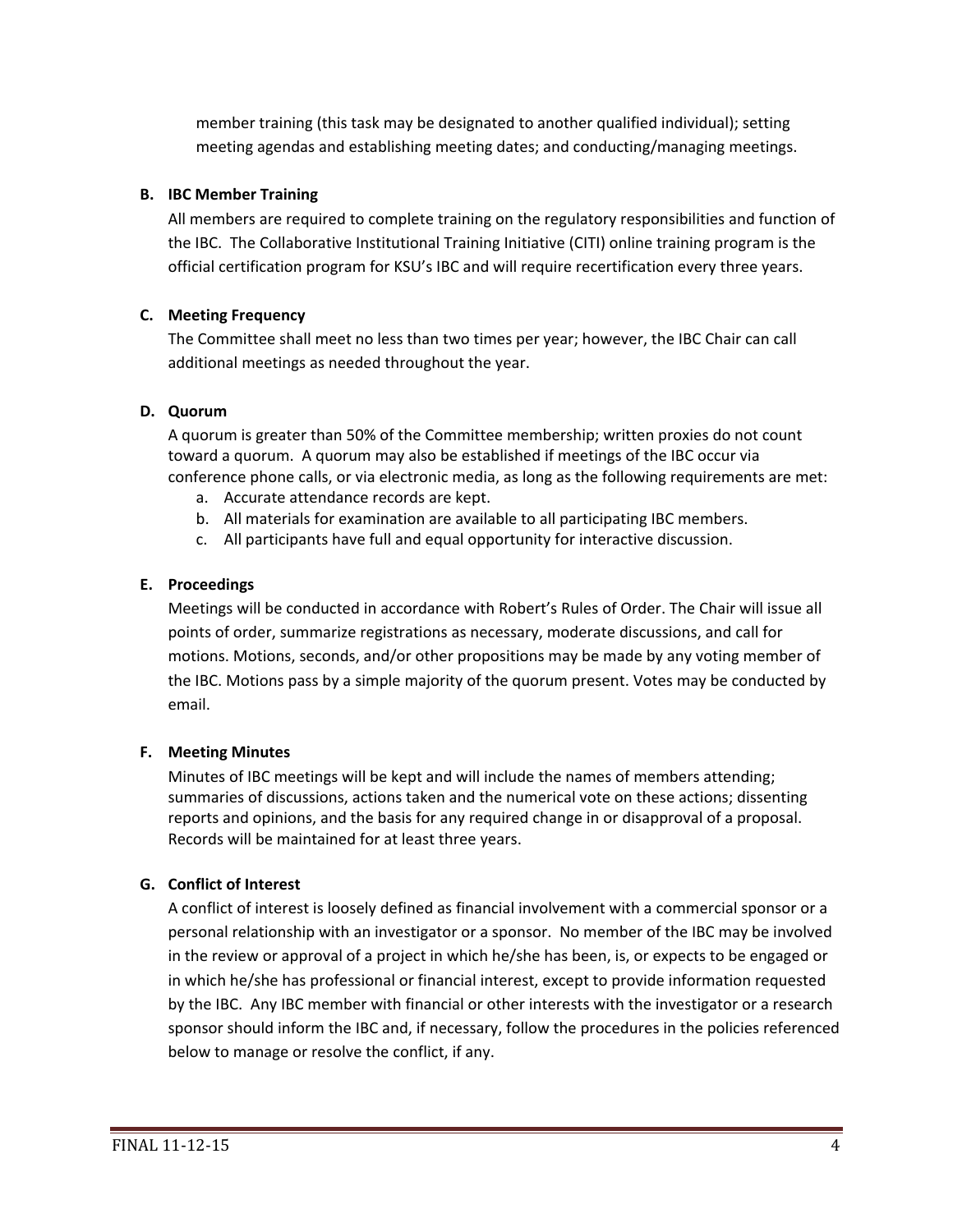member training (this task may be designated to another qualified individual); setting meeting agendas and establishing meeting dates; and conducting/managing meetings.

**B. IBC Member Training**

All members are required to complete training on the regulatory responsibilities and function of the IBC. The Collaborative Institutional Training Initiative (CITI) online training program is the official certification program for KSU's IBC and will require recertification every three years.

**C. Meeting Frequency**

The Committee shall meet no less than two times per year; however, the IBC Chair can call additional meetings as needed throughout the year.

**D. Quorum**

A quorum is greater than 50% of the Committee membership; written proxies do not count toward a quorum. A quorum may also be established if meetings of the IBC occur via conference phone calls, or via electronic media, as long as the following requirements are met:

a. Accurate attendance records are kept.
b. All materials for examination are available to all participating IBC members.
c. All participants have full and equal opportunity for interactive discussion.

**E. Proceedings**

Meetings will be conducted in accordance with Robert's Rules of Order. The Chair will issue all points of order, summarize registrations as necessary, moderate discussions, and call for motions. Motions, seconds, and/or other propositions may be made by any voting member of the IBC. Motions pass by a simple majority of the quorum present. Votes may be conducted by email.

**F. Meeting Minutes**

Minutes of IBC meetings will be kept and will include the names of members attending; summaries of discussions, actions taken and the numerical vote on these actions; dissenting reports and opinions, and the basis for any required change in or disapproval of a proposal. Records will be maintained for at least three years.

**G. Conflict of Interest**

A conflict of interest is loosely defined as financial involvement with a commercial sponsor or a personal relationship with an investigator or a sponsor. No member of the IBC may be involved in the review or approval of a project in which he/she has been, is, or expects to be engaged or in which he/she has professional or financial interest, except to provide information requested by the IBC. Any IBC member with financial or other interests with the investigator or a research sponsor should inform the IBC and, if necessary, follow the procedures in the policies referenced below to manage or resolve the conflict, if any.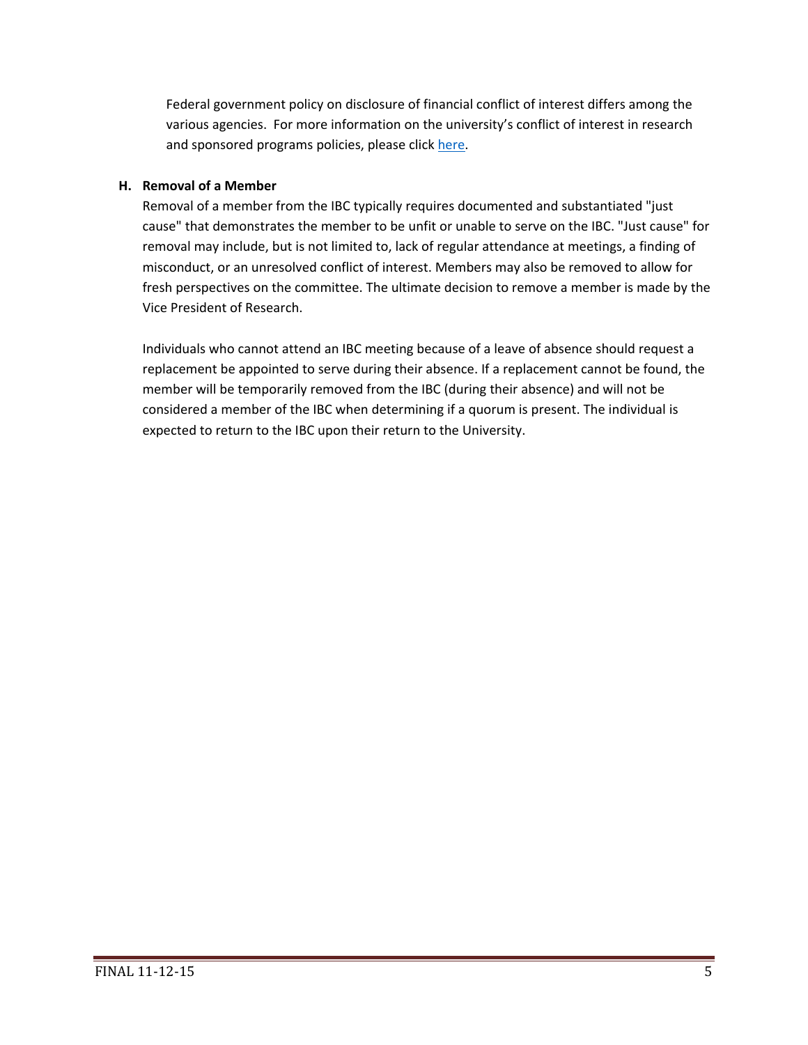Federal government policy on disclosure of financial conflict of interest differs among the various agencies. For more information on the university's conflict of interest in research and sponsored programs policies, please click here.

### H. Removal of a Member

Removal of a member from the IBC typically requires documented and substantiated "just cause" that demonstrates the member to be unfit or unable to serve on the IBC. "Just cause" for removal may include, but is not limited to, lack of regular attendance at meetings, a finding of misconduct, or an unresolved conflict of interest. Members may also be removed to allow for fresh perspectives on the committee. The ultimate decision to remove a member is made by the Vice President of Research.

Individuals who cannot attend an IBC meeting because of a leave of absence should request a replacement be appointed to serve during their absence. If a replacement cannot be found, the member will be temporarily removed from the IBC (during their absence) and will not be considered a member of the IBC when determining if a quorum is present. The individual is expected to return to the IBC upon their return to the University.